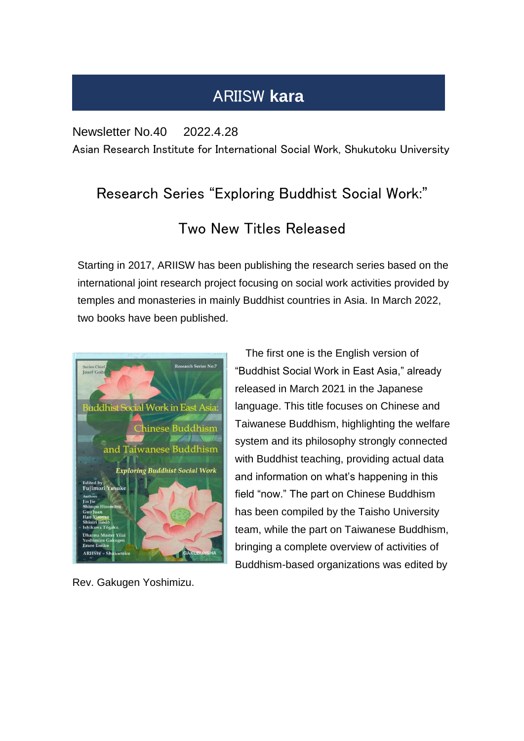# ARIISW **kara**

Newsletter No.40　2022.4.28

Asian Research Institute for International Social Work, Shukutoku University

## Research Series "Exploring Buddhist Social Work:"

## Two New Titles Released

Starting in 2017, ARIISW has been publishing the research series based on the international joint research project focusing on social work activities provided by temples and monasteries in mainly Buddhist countries in Asia. In March 2022, two books have been published.

The first one is the English version of "Buddhist Social Work in East Asia," already released in March 2021 in the Japanese language. This title focuses on Chinese and Taiwanese Buddhism, highlighting the welfare system and its philosophy strongly connected with Buddhist teaching, providing actual data and information on what's happening in this field "now." The part on Chinese Buddhism has been compiled by the Taisho University team, while the part on Taiwanese Buddhism, bringing a complete overview of activities of Buddhism-based organizations was edited by Rev. Gakugen Yoshimizu.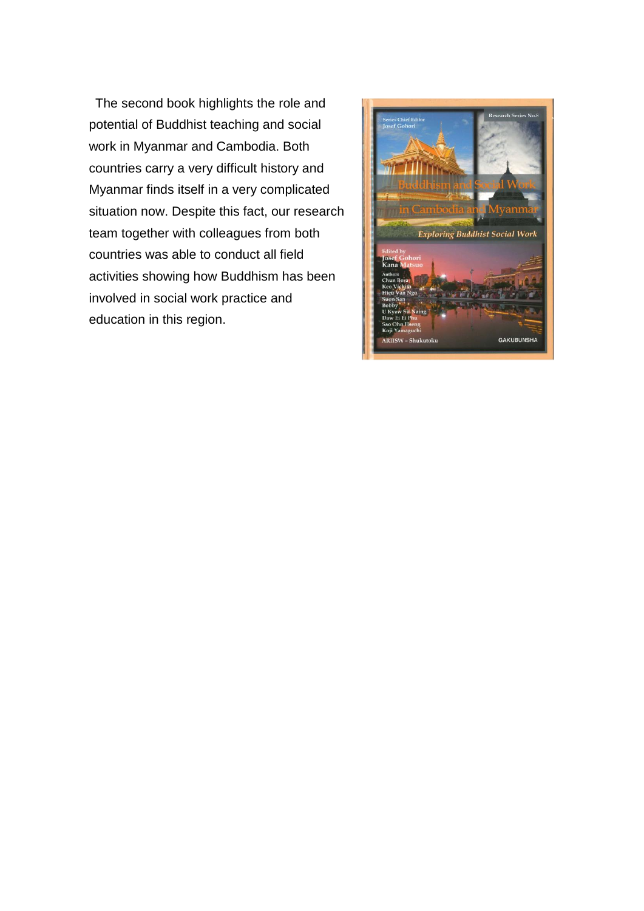The second book highlights the role and potential of Buddhist teaching and social work in Myanmar and Cambodia. Both countries carry a very difficult history and Myanmar finds itself in a very complicated situation now. Despite this fact, our research team together with colleagues from both countries was able to conduct all field activities showing how Buddhism has been involved in social work practice and education in this region.